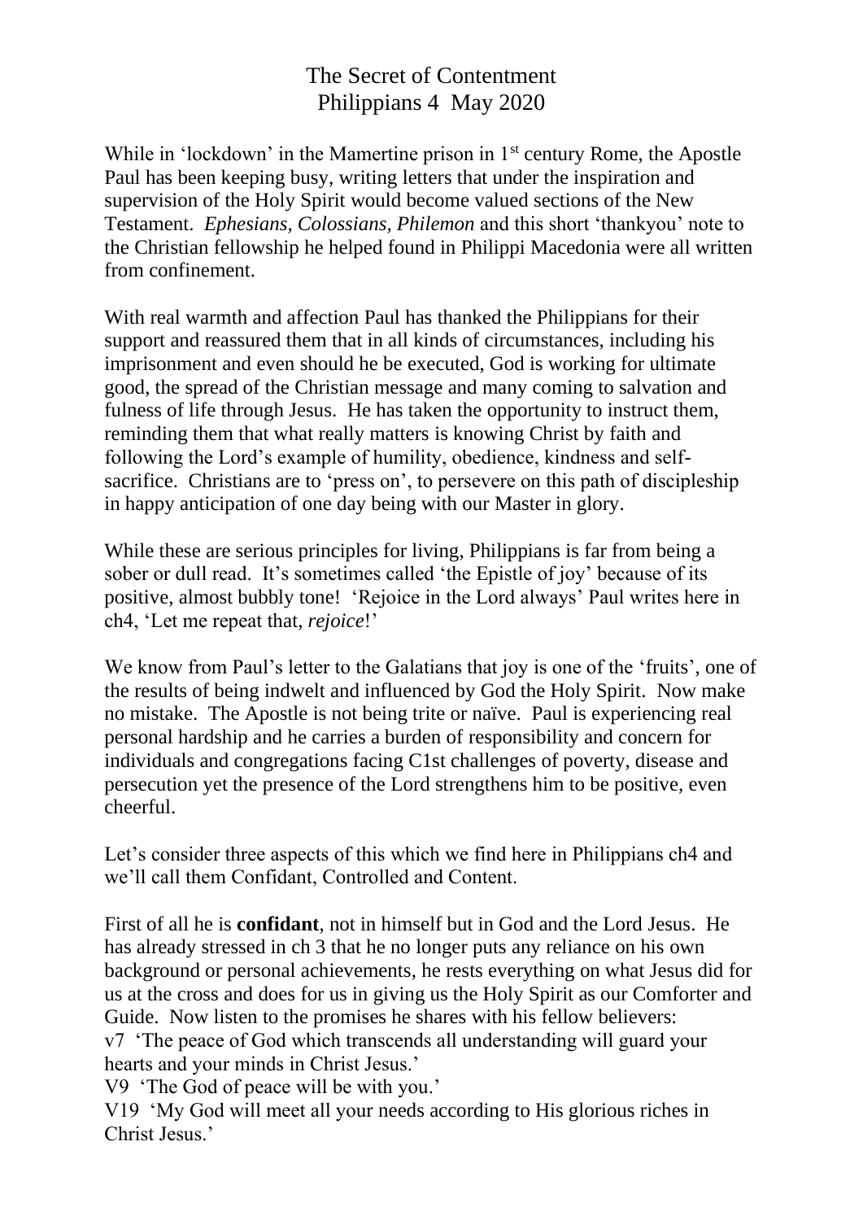# The Secret of Contentment
## Philippians 4 May 2020

While in 'lockdown' in the Mamertine prison in 1st century Rome, the Apostle Paul has been keeping busy, writing letters that under the inspiration and supervision of the Holy Spirit would become valued sections of the New Testament. *Ephesians, Colossians, Philemon* and this short 'thankyou' note to the Christian fellowship he helped found in Philippi Macedonia were all written from confinement.

With real warmth and affection Paul has thanked the Philippians for their support and reassured them that in all kinds of circumstances, including his imprisonment and even should he be executed, God is working for ultimate good, the spread of the Christian message and many coming to salvation and fulness of life through Jesus. He has taken the opportunity to instruct them, reminding them that what really matters is knowing Christ by faith and following the Lord's example of humility, obedience, kindness and self-sacrifice. Christians are to 'press on', to persevere on this path of discipleship in happy anticipation of one day being with our Master in glory.

While these are serious principles for living, Philippians is far from being a sober or dull read. It's sometimes called 'the Epistle of joy' because of its positive, almost bubbly tone! 'Rejoice in the Lord always' Paul writes here in ch4, 'Let me repeat that, *rejoice*!'

We know from Paul's letter to the Galatians that joy is one of the 'fruits', one of the results of being indwelt and influenced by God the Holy Spirit. Now make no mistake. The Apostle is not being trite or naïve. Paul is experiencing real personal hardship and he carries a burden of responsibility and concern for individuals and congregations facing C1st challenges of poverty, disease and persecution yet the presence of the Lord strengthens him to be positive, even cheerful.

Let's consider three aspects of this which we find here in Philippians ch4 and we'll call them Confidant, Controlled and Content.

First of all he is **confidant**, not in himself but in God and the Lord Jesus. He has already stressed in ch 3 that he no longer puts any reliance on his own background or personal achievements, he rests everything on what Jesus did for us at the cross and does for us in giving us the Holy Spirit as our Comforter and Guide. Now listen to the promises he shares with his fellow believers:
v7 'The peace of God which transcends all understanding will guard your hearts and your minds in Christ Jesus.'
V9 'The God of peace will be with you.'
V19 'My God will meet all your needs according to His glorious riches in Christ Jesus.'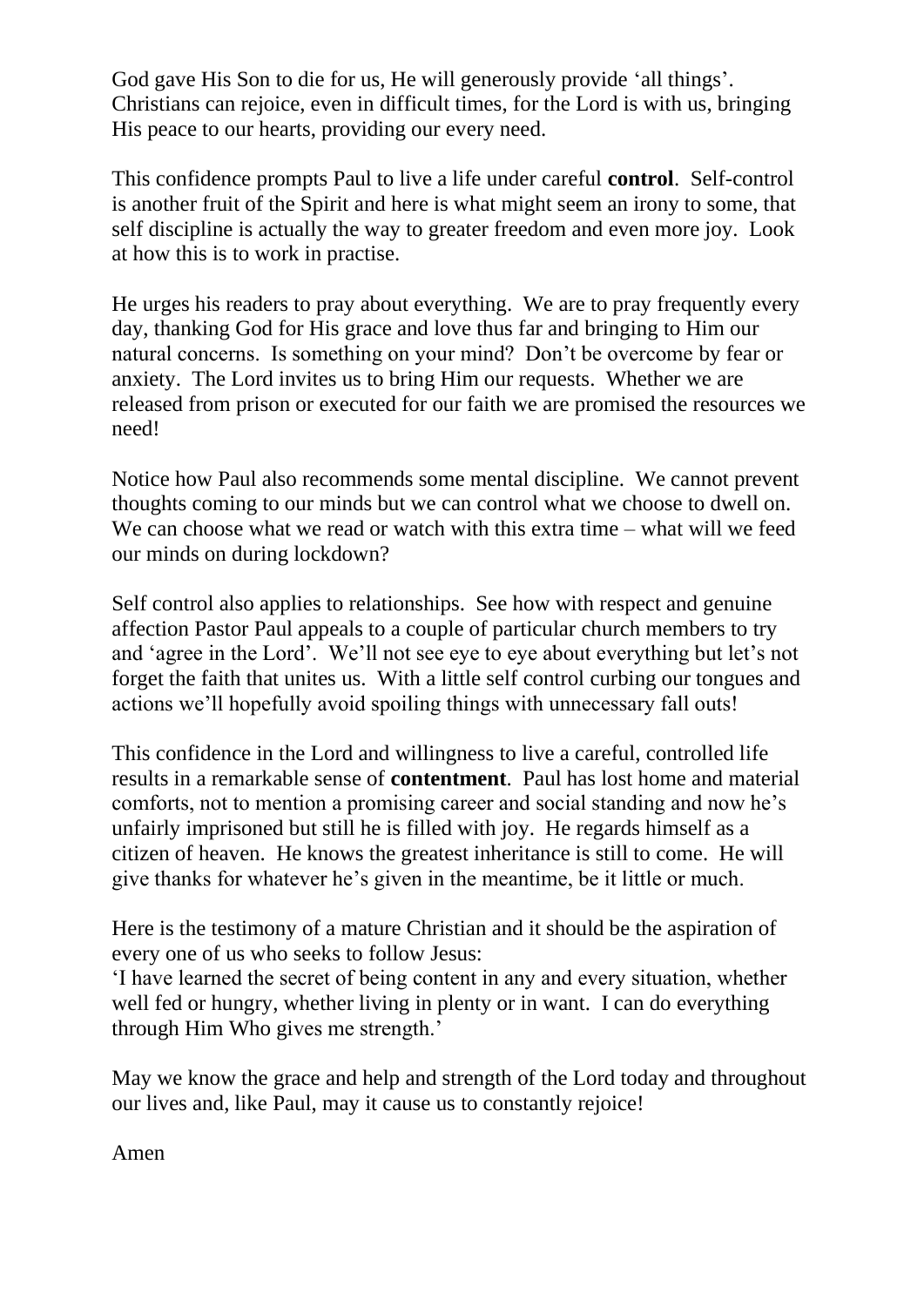God gave His Son to die for us, He will generously provide 'all things'. Christians can rejoice, even in difficult times, for the Lord is with us, bringing His peace to our hearts, providing our every need.

This confidence prompts Paul to live a life under careful **control**. Self-control is another fruit of the Spirit and here is what might seem an irony to some, that self discipline is actually the way to greater freedom and even more joy. Look at how this is to work in practise.

He urges his readers to pray about everything. We are to pray frequently every day, thanking God for His grace and love thus far and bringing to Him our natural concerns. Is something on your mind? Don't be overcome by fear or anxiety. The Lord invites us to bring Him our requests. Whether we are released from prison or executed for our faith we are promised the resources we need!

Notice how Paul also recommends some mental discipline. We cannot prevent thoughts coming to our minds but we can control what we choose to dwell on. We can choose what we read or watch with this extra time – what will we feed our minds on during lockdown?

Self control also applies to relationships. See how with respect and genuine affection Pastor Paul appeals to a couple of particular church members to try and 'agree in the Lord'. We'll not see eye to eye about everything but let's not forget the faith that unites us. With a little self control curbing our tongues and actions we'll hopefully avoid spoiling things with unnecessary fall outs!

This confidence in the Lord and willingness to live a careful, controlled life results in a remarkable sense of **contentment**. Paul has lost home and material comforts, not to mention a promising career and social standing and now he's unfairly imprisoned but still he is filled with joy. He regards himself as a citizen of heaven. He knows the greatest inheritance is still to come. He will give thanks for whatever he's given in the meantime, be it little or much.

Here is the testimony of a mature Christian and it should be the aspiration of every one of us who seeks to follow Jesus:
'I have learned the secret of being content in any and every situation, whether well fed or hungry, whether living in plenty or in want. I can do everything through Him Who gives me strength.'

May we know the grace and help and strength of the Lord today and throughout our lives and, like Paul, may it cause us to constantly rejoice!

Amen